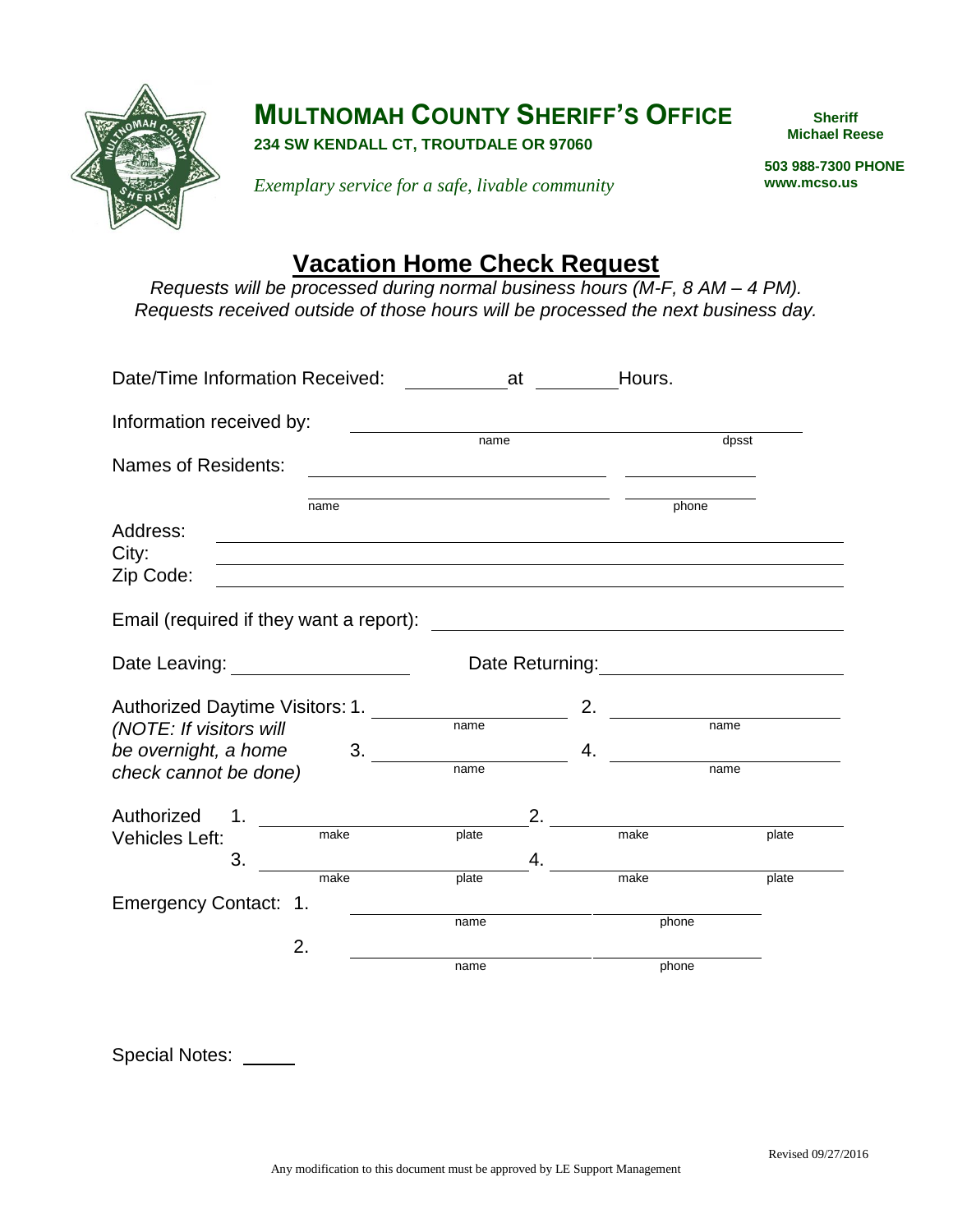# MULTNOMAH COUNTY SHERIFF'S OFFICE

**234 SW KENDALL CT, TROUTDALE OR 97060**

*Exemplary service for a safe, livable community*

**Sheriff**
**Michael Reese**

**503 988-7300 PHONE**
**www.mcso.us**

## Vacation Home Check Request

*Requests will be processed during normal business hours (M-F, 8 AM – 4 PM).*
*Requests received outside of those hours will be processed the next business day.*

Date/Time Information Received: __________ at ________ Hours.

Information received by: ______________________________ (name) ______________ (dpsst)

Names of Residents:
______________________________ (name) ______________ (phone)
______________________________ (name) ______________ (phone)

Address: ______________________________

City: ______________________________

Zip Code: ______________________________

Email (required if they want a report): ______________________________

Date Leaving: ________________ Date Returning: ________________

Authorized Daytime Visitors:
*(NOTE: If visitors will be overnight, a home check cannot be done)*

1. ______________ (name)  2. ______________ (name)
3. ______________ (name)  4. ______________ (name)

Authorized Vehicles Left:

1. ______________ (make) ______________ (plate)  2. ______________ (make) ______________ (plate)
3. ______________ (make) ______________ (plate)  4. ______________ (make) ______________ (plate)

Emergency Contact:

1. ______________ (name) ______________ (phone)
2. ______________ (name) ______________ (phone)

Special Notes: _____

Revised 09/27/2016

Any modification to this document must be approved by LE Support Management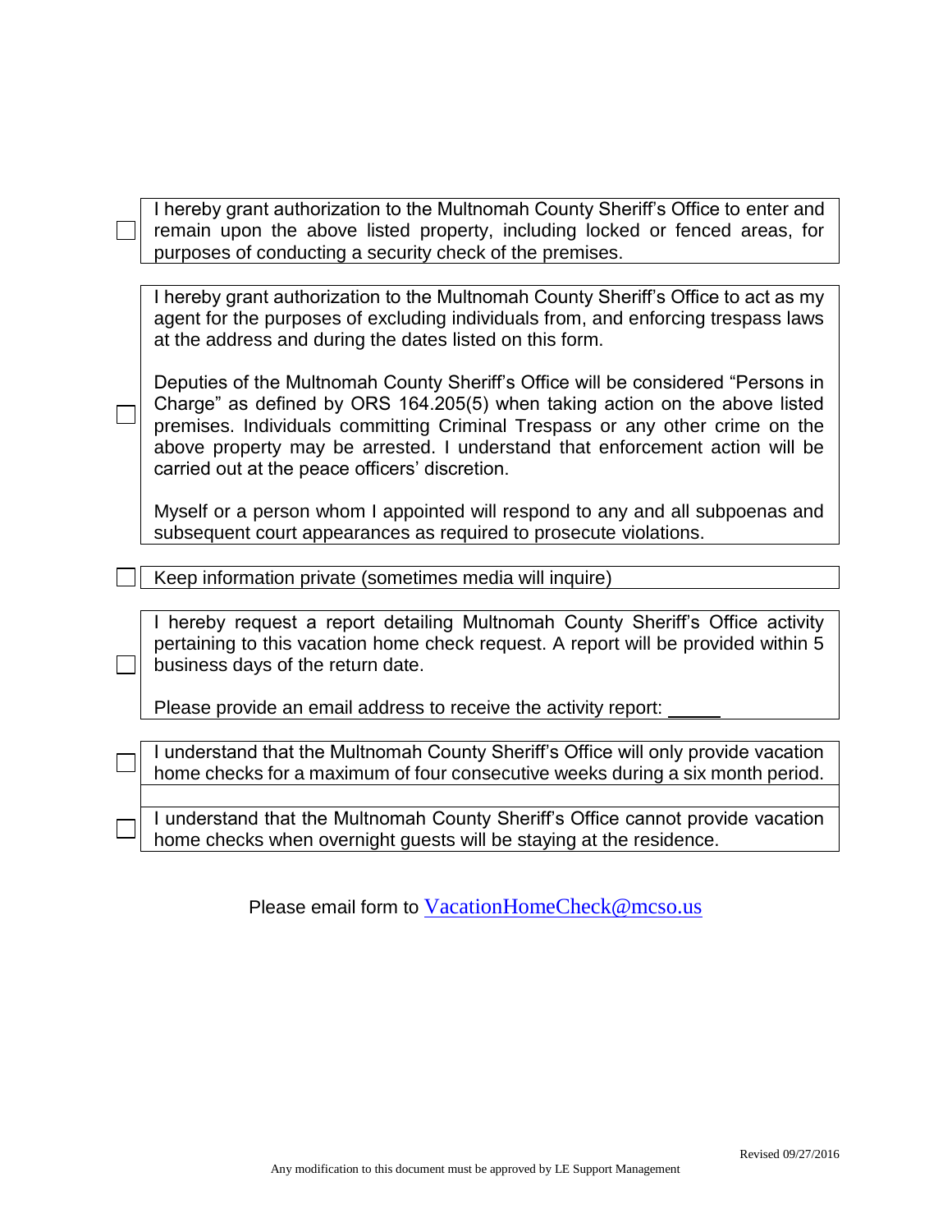- [ ] I hereby grant authorization to the Multnomah County Sheriff's Office to enter and remain upon the above listed property, including locked or fenced areas, for purposes of conducting a security check of the premises.

- [ ] I hereby grant authorization to the Multnomah County Sheriff's Office to act as my agent for the purposes of excluding individuals from, and enforcing trespass laws at the address and during the dates listed on this form.

  Deputies of the Multnomah County Sheriff's Office will be considered "Persons in Charge" as defined by ORS 164.205(5) when taking action on the above listed premises. Individuals committing Criminal Trespass or any other crime on the above property may be arrested. I understand that enforcement action will be carried out at the peace officers' discretion.

  Myself or a person whom I appointed will respond to any and all subpoenas and subsequent court appearances as required to prosecute violations.

- [ ] Keep information private (sometimes media will inquire)

- [ ] I hereby request a report detailing Multnomah County Sheriff's Office activity pertaining to this vacation home check request. A report will be provided within 5 business days of the return date.

  Please provide an email address to receive the activity report: ______

- [ ] I understand that the Multnomah County Sheriff's Office will only provide vacation home checks for a maximum of four consecutive weeks during a six month period.

- [ ] I understand that the Multnomah County Sheriff's Office cannot provide vacation home checks when overnight guests will be staying at the residence.

Please email form to VacationHomeCheck@mcso.us

Revised 09/27/2016

Any modification to this document must be approved by LE Support Management